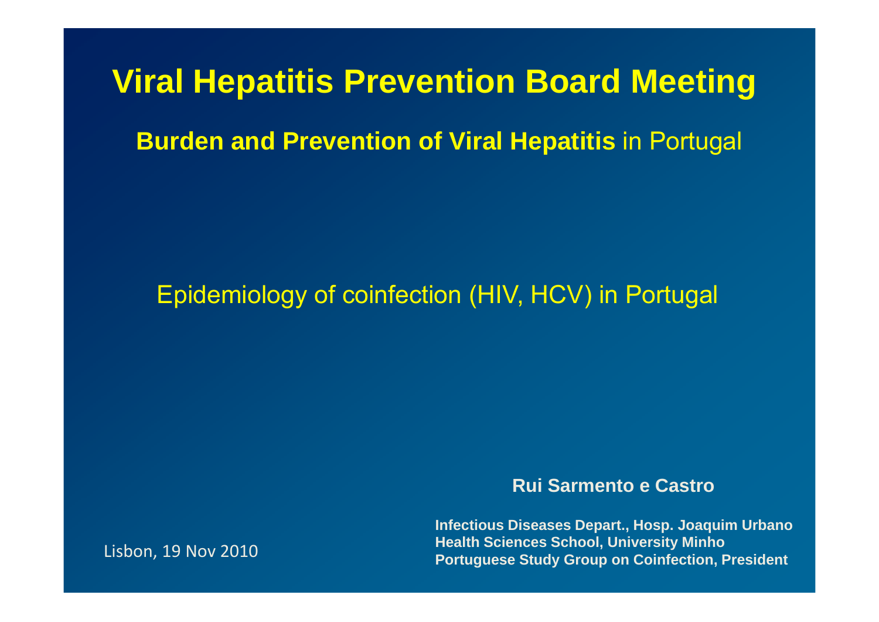# Viral Hepatitis Prevention Board Meeting

## **Burden and Prevention of Viral Hepatitis** in Portugal

Epidemiology of coinfection (HIV, HCV) in Portugal

**Rui Sarmento e Castro**

**Infectious Diseases Depart., Hosp. Joaquim Urbano**
**Health Sciences School, University Minho**
**Portuguese Study Group on Coinfection, President**

Lisbon, 19 Nov 2010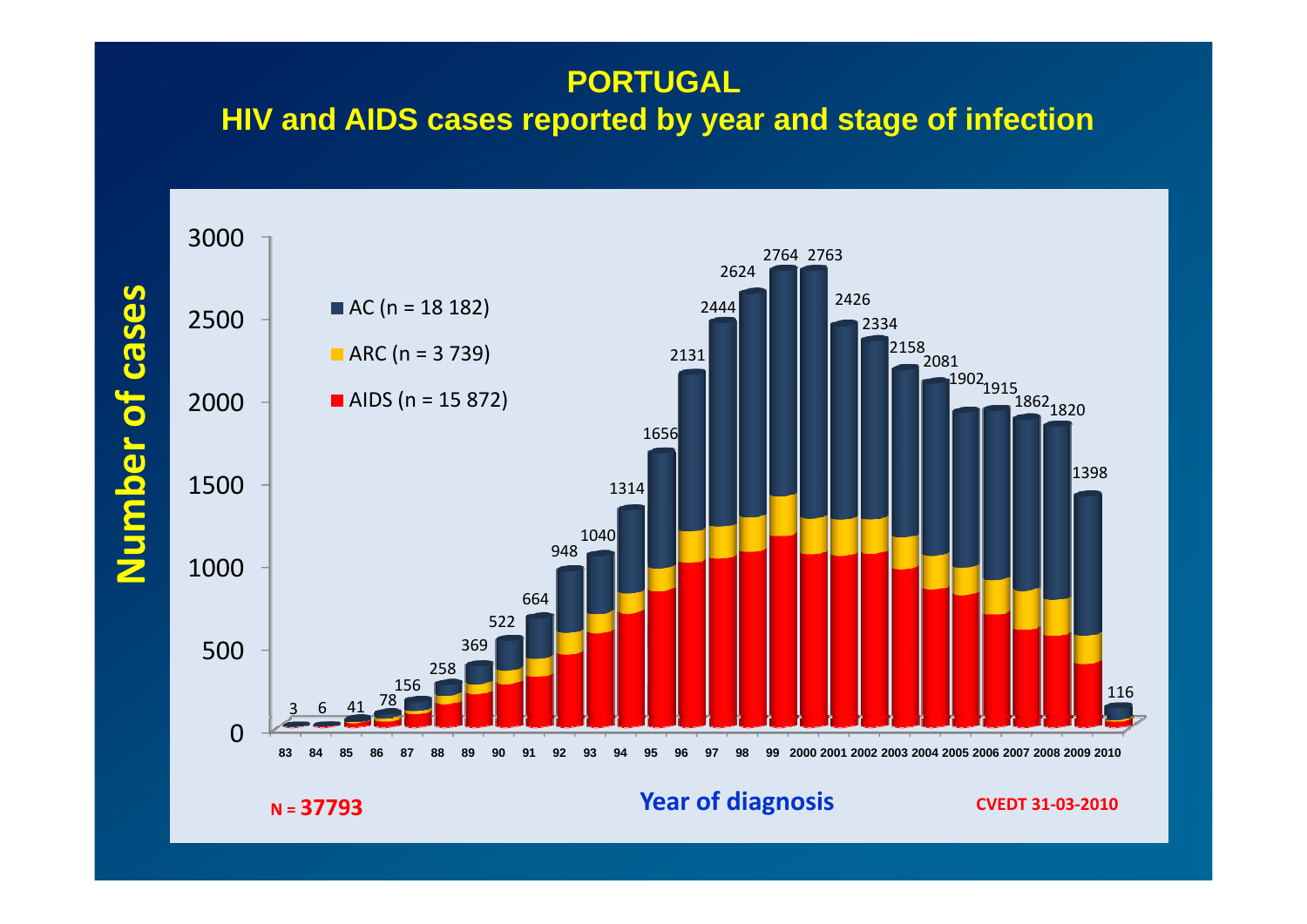# PORTUGAL

## HIV and AIDS cases reported by year and stage of infection

| Year of diagnosis | Number of cases |
|---|---|
| 83 | 3 |
| 84 | 6 |
| 85 | 41 |
| 86 | 78 |
| 87 | 156 |
| 88 | 258 |
| 89 | 369 |
| 90 | 522 |
| 91 | 664 |
| 92 | 948 |
| 93 | 1040 |
| 94 | 1314 |
| 95 | 1656 |
| 96 | 2131 |
| 97 | 2444 |
| 98 | 2624 |
| 99 | 2764 |
| 2000 | 2763 |
| 2001 | 2426 |
| 2002 | 2334 |
| 2003 | 2158 |
| 2004 | 2081 |
| 2005 | 1902 |
| 2006 | 1915 |
| 2007 | 1862 |
| 2008 | 1820 |
| 2009 | 1398 |
| 2010 | 116 |

- AC (n = 18 182)
- ARC (n = 3 739)
- AIDS (n = 15 872)

**N = 37793**

CVEDT 31-03-2010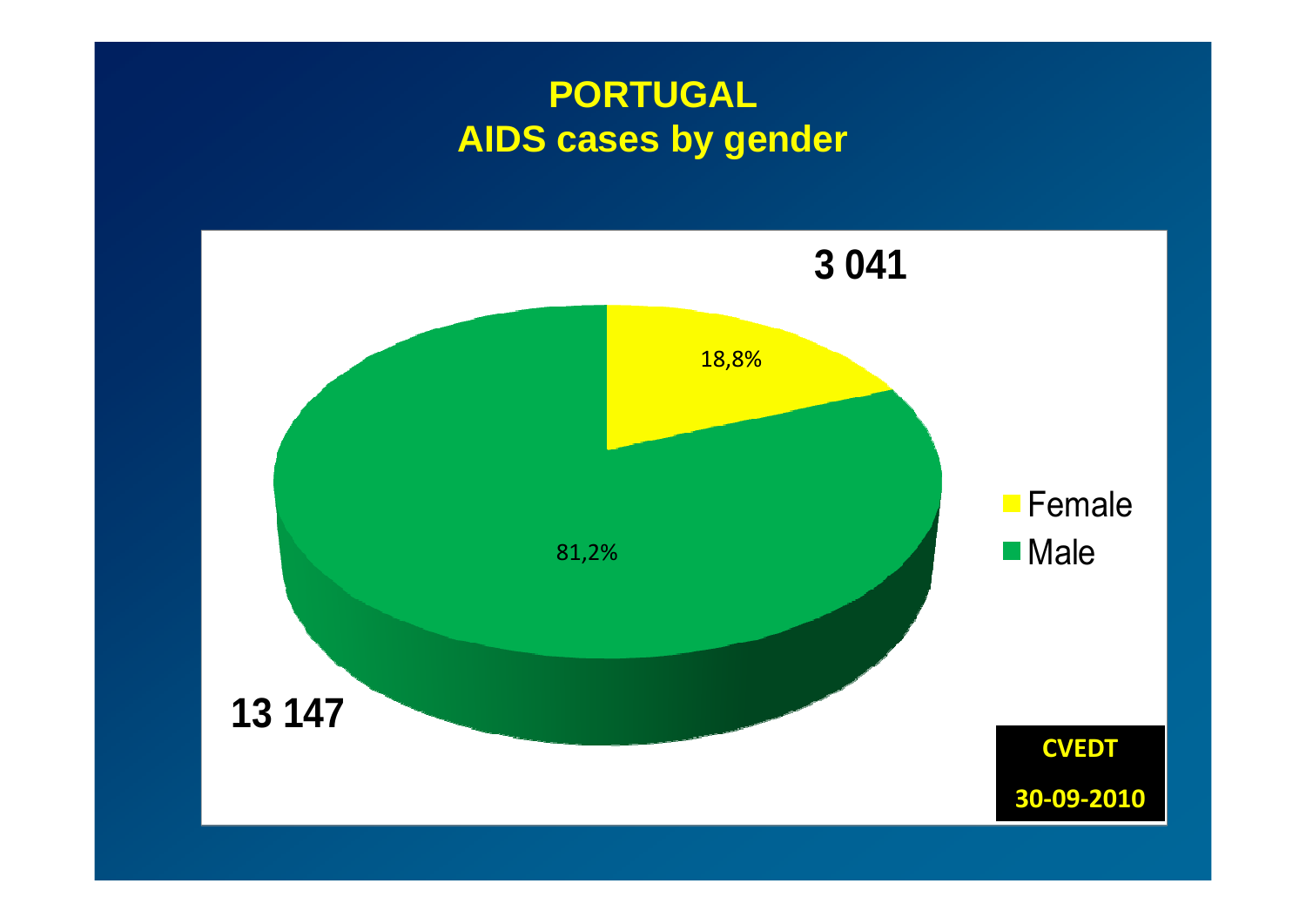# PORTUGAL
## AIDS cases by gender

3 041

18,8%

81,2%

13 147

- Female
- Male

**CVEDT**

**30-09-2010**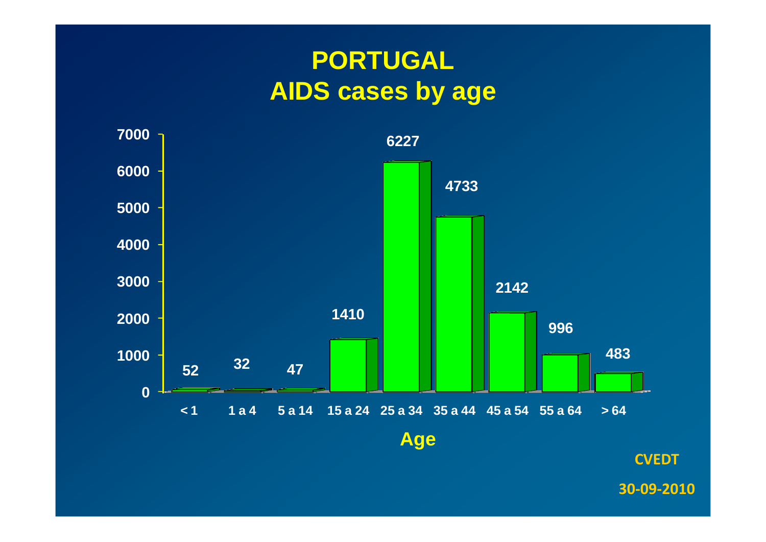# PORTUGAL
## AIDS cases by age

| Age | Cases |
|---|---|
| < 1 | 52 |
| 1 a 4 | 32 |
| 5 a 14 | 47 |
| 15 a 24 | 1410 |
| 25 a 34 | 6227 |
| 35 a 44 | 4733 |
| 45 a 54 | 2142 |
| 55 a 64 | 996 |
| > 64 | 483 |

CVEDT

30-09-2010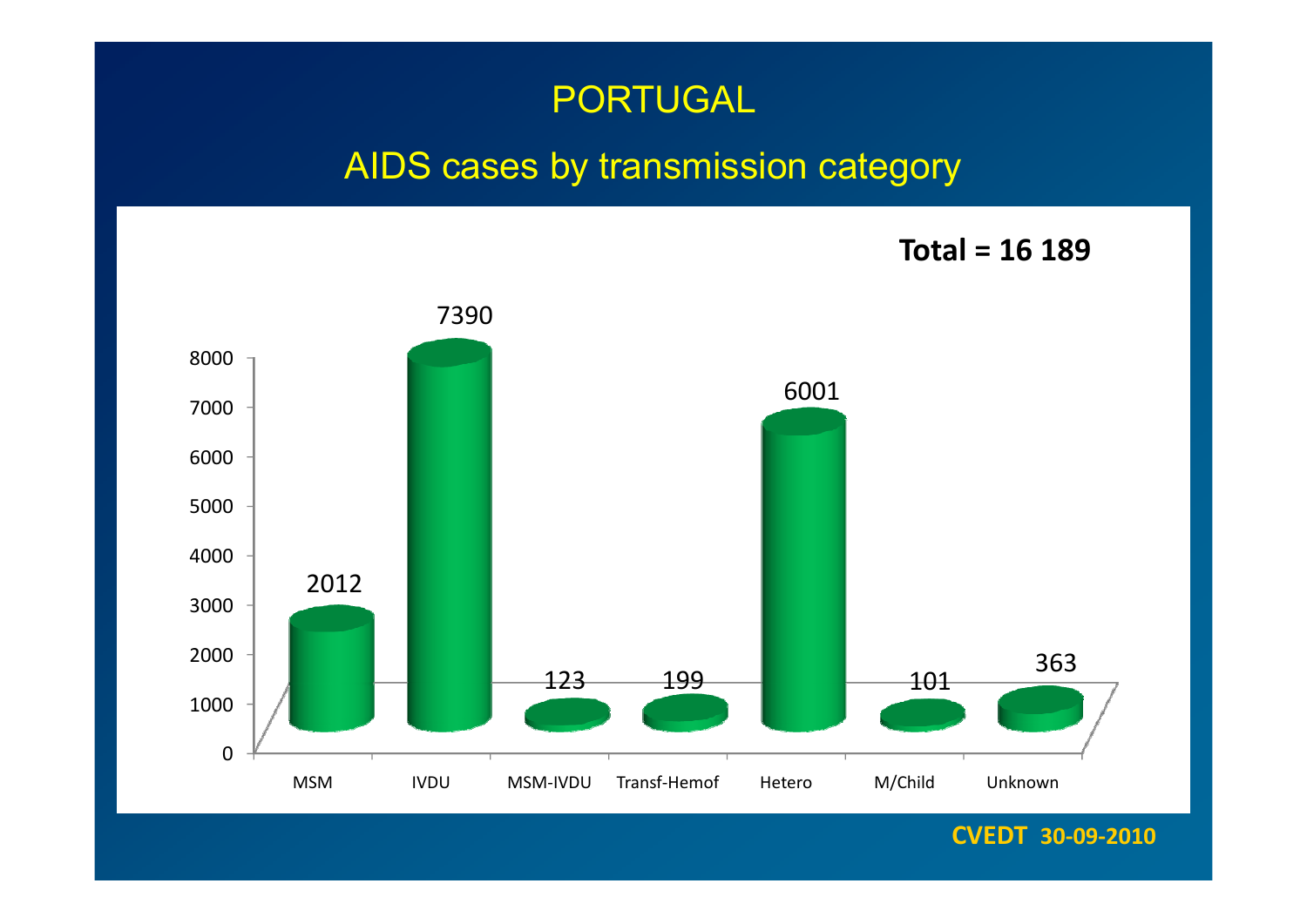# PORTUGAL

## AIDS cases by transmission category

**Total = 16 189**

| Transmission category | Cases |
| --- | --- |
| MSM | 2012 |
| IVDU | 7390 |
| MSM-IVDU | 123 |
| Transf-Hemof | 199 |
| Hetero | 6001 |
| M/Child | 101 |
| Unknown | 363 |

**CVEDT 30-09-2010**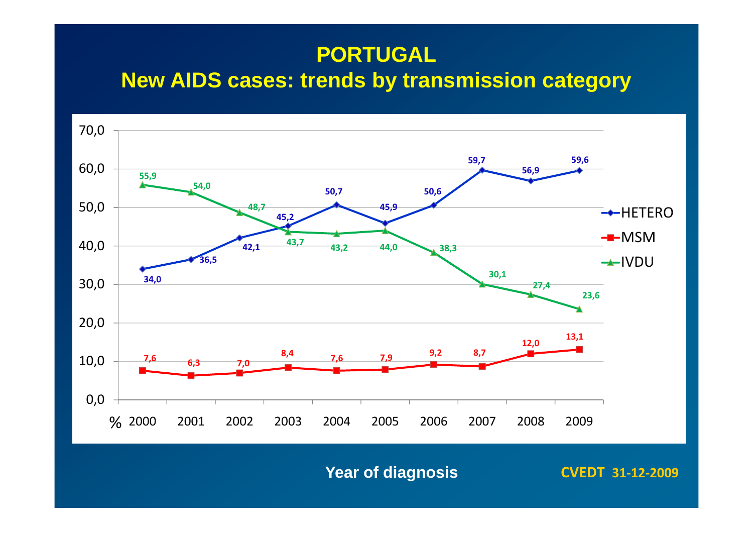# PORTUGAL

## New AIDS cases: trends by transmission category

| % | 2000 | 2001 | 2002 | 2003 | 2004 | 2005 | 2006 | 2007 | 2008 | 2009 |
|---|---|---|---|---|---|---|---|---|---|---|
| HETERO | 34,0 | 36,5 | 42,1 | 45,2 | 50,7 | 45,9 | 50,6 | 59,7 | 56,9 | 59,6 |
| MSM | 7,6 | 6,3 | 7,0 | 8,4 | 7,6 | 7,9 | 9,2 | 8,7 | 12,0 | 13,1 |
| IVDU | 55,9 | 54,0 | 48,7 | 43,7 | 43,2 | 44,0 | 38,3 | 30,1 | 27,4 | 23,6 |

Year of diagnosis

CVEDT 31-12-2009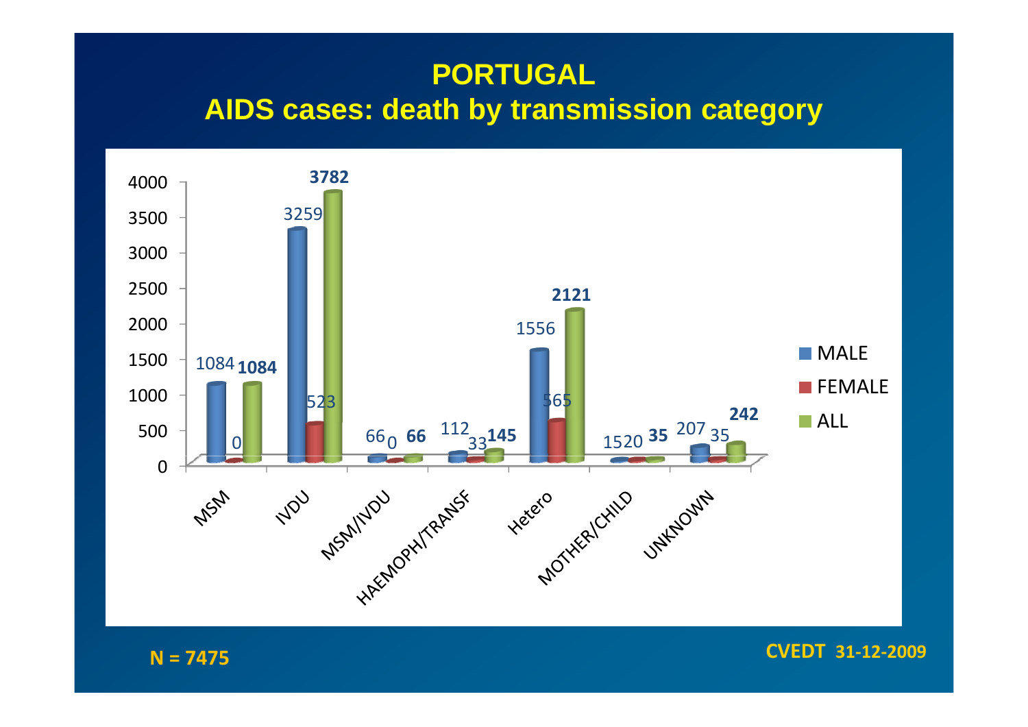# PORTUGAL

## AIDS cases: death by transmission category

| Transmission category | MALE | FEMALE | ALL |
|---|---|---|---|
| MSM | 1084 | 0 | 1084 |
| IVDU | 3259 | 523 | 3782 |
| MSM/IVDU | 66 | 0 | 66 |
| HAEMOPH/TRANSF | 112 | 33 | 145 |
| Hetero | 1556 | 565 | 2121 |
| MOTHER/CHILD | 15 | 20 | 35 |
| UNKNOWN | 207 | 35 | 242 |

**N = 7475**

**CVEDT 31-12-2009**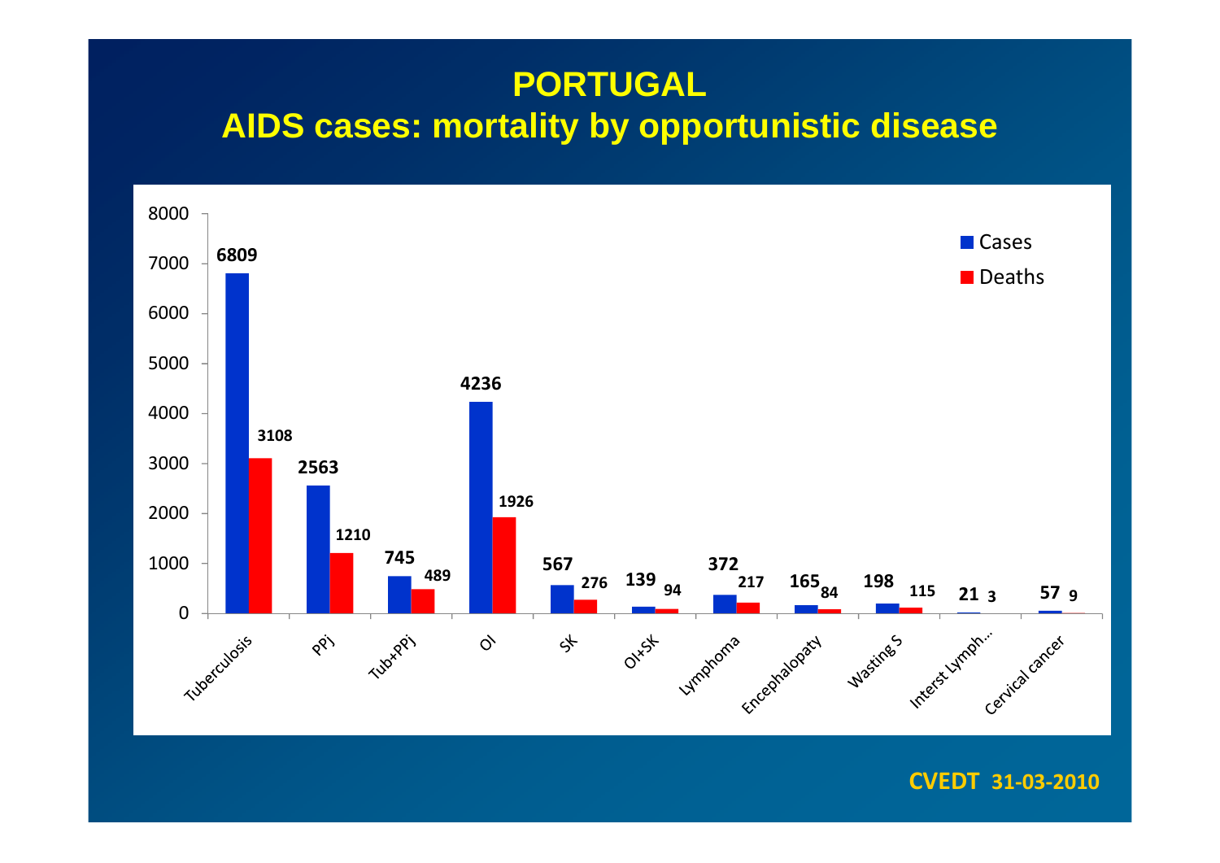# PORTUGAL
## AIDS cases: mortality by opportunistic disease

| | Cases | Deaths |
|---|---|---|
| Tuberculosis | 6809 | 3108 |
| PPj | 2563 | 1210 |
| Tub+PPj | 745 | 489 |
| OI | 4236 | 1926 |
| SK | 567 | 276 |
| OI+SK | 139 | 94 |
| Lymphoma | 372 | 217 |
| Encephalopaty | 165 | 84 |
| Wasting S | 198 | 115 |
| Interst Lymph… | 21 | 3 |
| Cervical cancer | 57 | 9 |

CVEDT 31-03-2010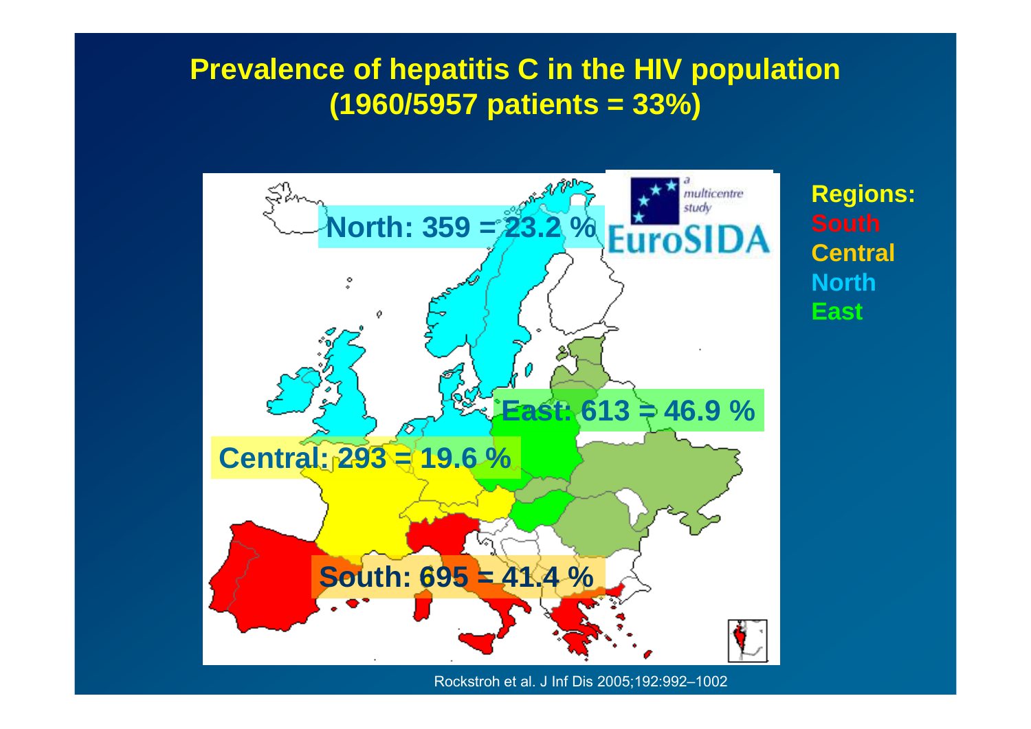# Prevalence of hepatitis C in the HIV population (1960/5957 patients = 33%)

North: 359 = 23.2 %

East: 613 = 46.9 %

Central: 293 = 19.6 %

South: 695 = 41.4 %

a multicentre study EuroSIDA

**Regions:**
- South
- Central
- North
- East

Rockstroh et al. J Inf Dis 2005;192:992–1002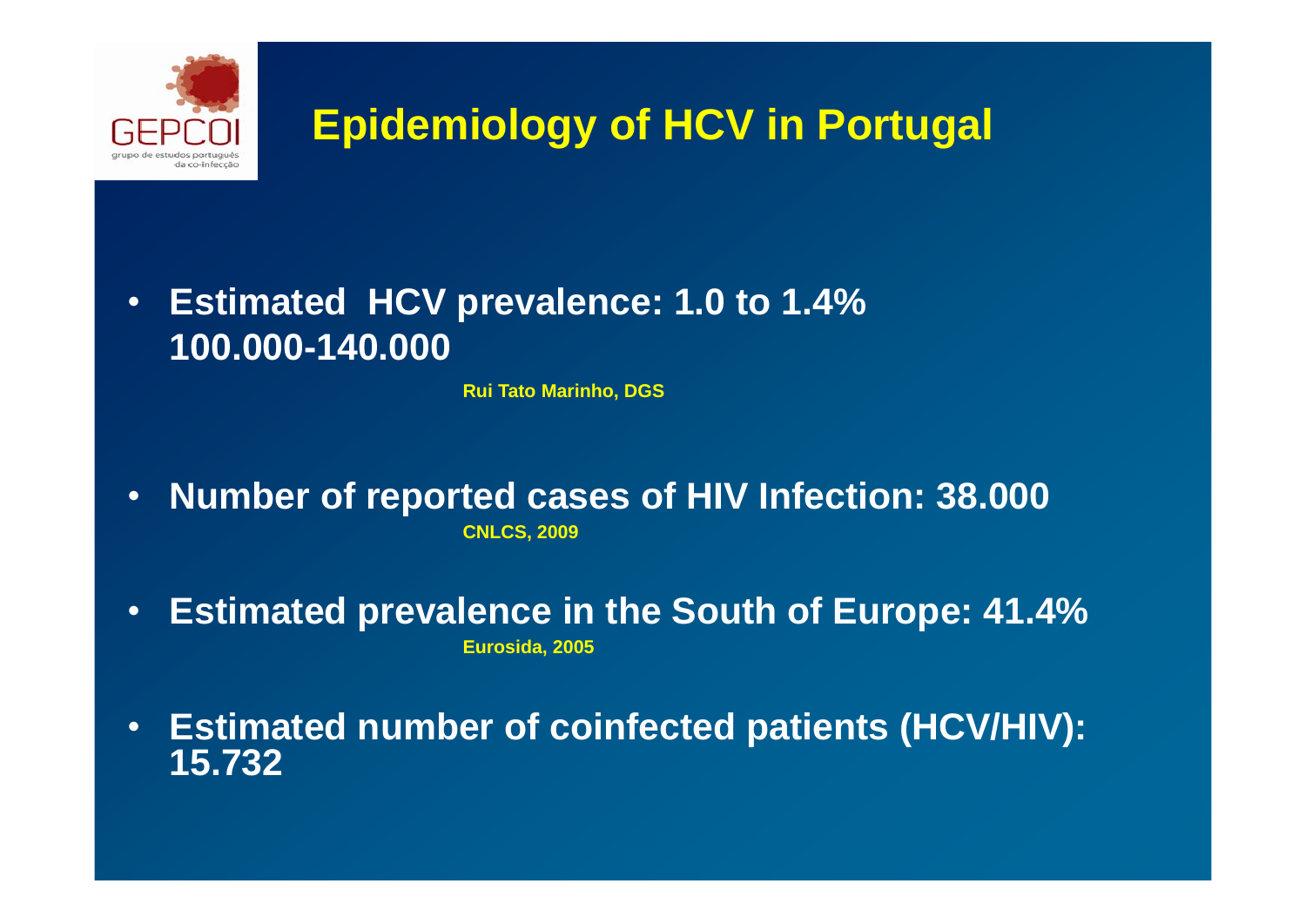# Epidemiology of HCV in Portugal

- **Estimated HCV prevalence: 1.0 to 1.4%**
  **100.000-140.000**

  **Rui Tato Marinho, DGS**

- **Number of reported cases of HIV Infection: 38.000**

  **CNLCS, 2009**

- **Estimated prevalence in the South of Europe: 41.4%**

  **Eurosida, 2005**

- **Estimated number of coinfected patients (HCV/HIV): 15.732**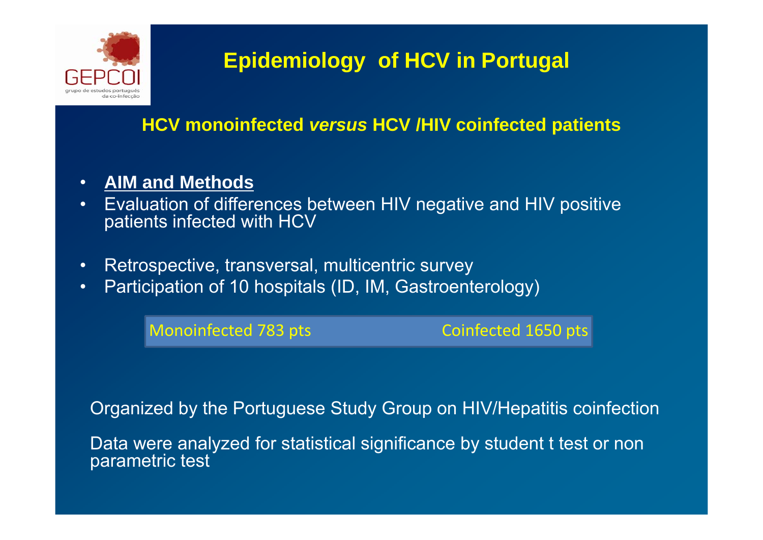# Epidemiology of HCV in Portugal

## HCV monoinfected *versus* HCV /HIV coinfected patients

- **AIM and Methods**
- Evaluation of differences between HIV negative and HIV positive patients infected with HCV

- Retrospective, transversal, multicentric survey
- Participation of 10 hospitals (ID, IM, Gastroenterology)

| Monoinfected 783 pts | Coinfected 1650 pts |
| --- | --- |

Organized by the Portuguese Study Group on HIV/Hepatitis coinfection

Data were analyzed for statistical significance by student t test or non parametric test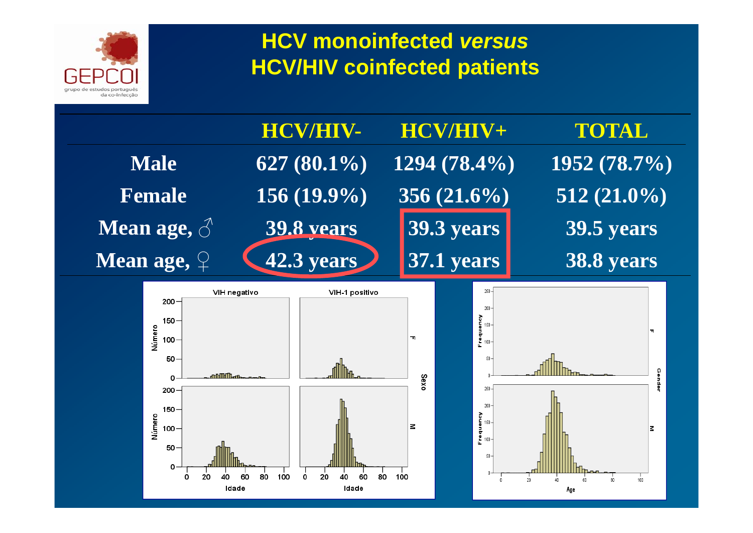# HCV monoinfected *versus* HCV/HIV coinfected patients

| | HCV/HIV- | HCV/HIV+ | TOTAL |
|---|---|---|---|
| Male | 627 (80.1%) | 1294 (78.4%) | 1952 (78.7%) |
| Female | 156 (19.9%) | 356 (21.6%) | 512 (21.0%) |
| Mean age, ♂ | 39.8 years | 39.3 years | 39.5 years |
| Mean age, ♀ | 42.3 years | 37.1 years | 38.8 years |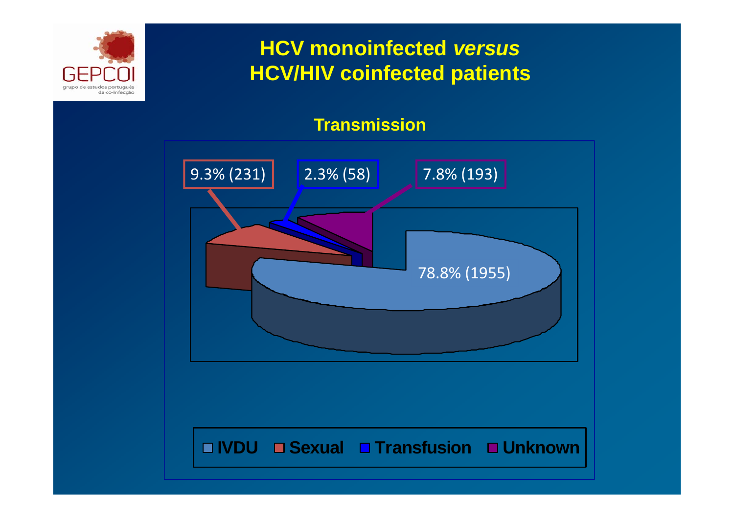# HCV monoinfected *versus* HCV/HIV coinfected patients

## Transmission

| Transmission | % (n) |
|---|---|
| IVDU | 78.8% (1955) |
| Sexual | 9.3% (231) |
| Transfusion | 2.3% (58) |
| Unknown | 7.8% (193) |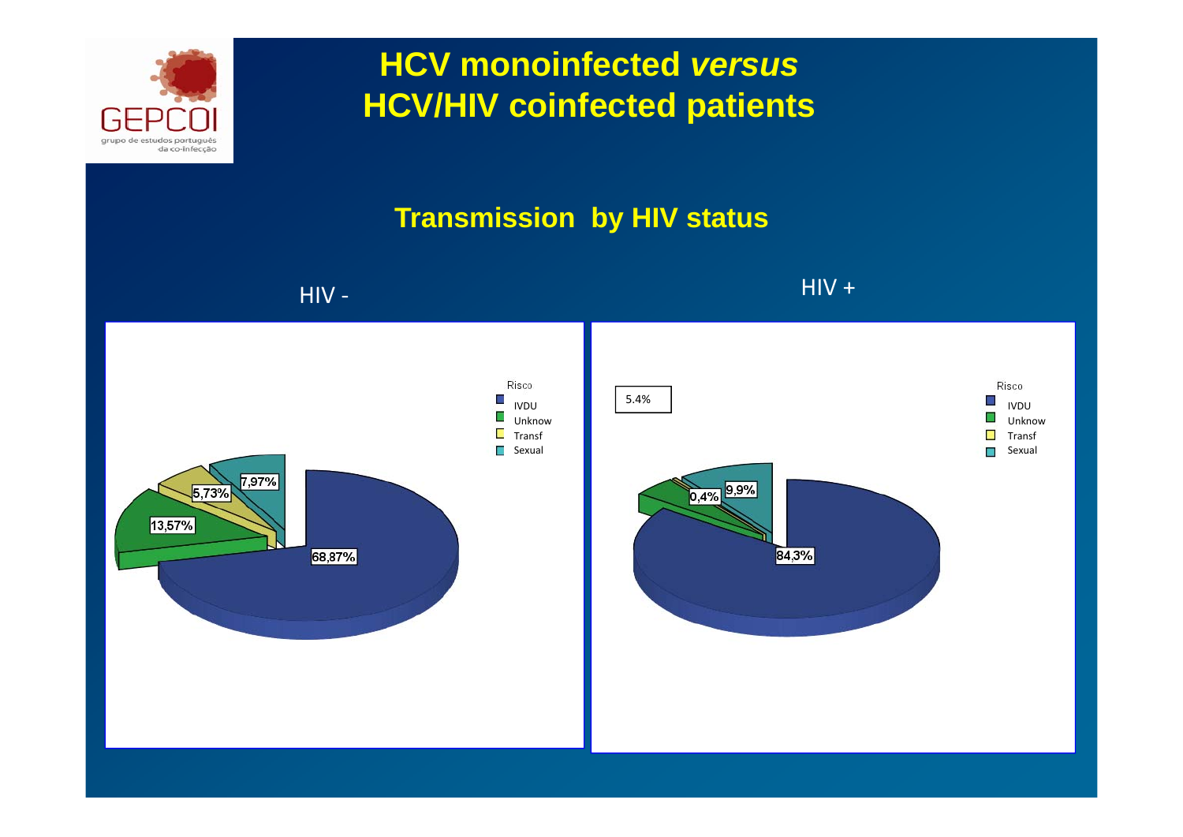# HCV monoinfected *versus* HCV/HIV coinfected patients

## Transmission by HIV status

HIV -

Risco
- IVDU
- Unknow
- Transf
- Sexual

68,87%
13,57%
5,73%
7,97%

HIV +

Risco
- IVDU
- Unknow
- Transf
- Sexual

5.4%
0,4%
9,9%
84,3%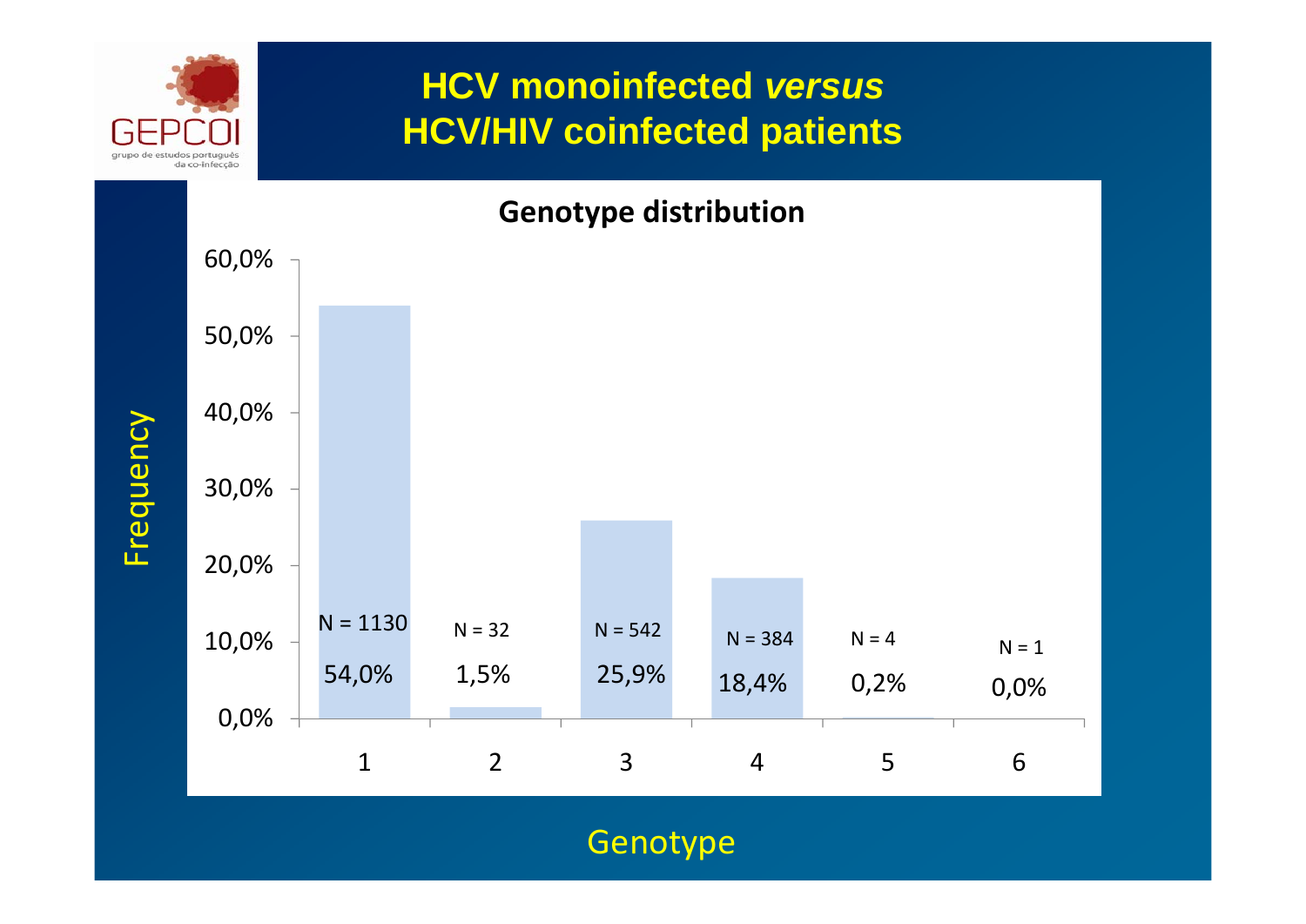# HCV monoinfected *versus* HCV/HIV coinfected patients

## Genotype distribution

| Genotype | N | Frequency |
|---|---|---|
| 1 | N = 1130 | 54,0% |
| 2 | N = 32 | 1,5% |
| 3 | N = 542 | 25,9% |
| 4 | N = 384 | 18,4% |
| 5 | N = 4 | 0,2% |
| 6 | N = 1 | 0,0% |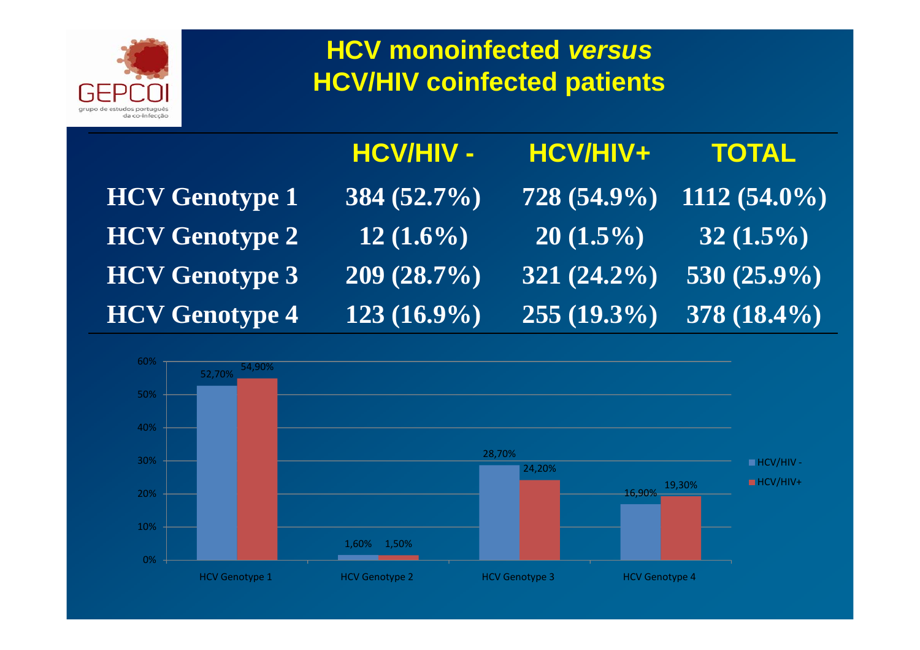# HCV monoinfected *versus* HCV/HIV coinfected patients

| | HCV/HIV - | HCV/HIV+ | TOTAL |
|---|---|---|---|
| HCV Genotype 1 | 384 (52.7%) | 728 (54.9%) | 1112 (54.0%) |
| HCV Genotype 2 | 12 (1.6%) | 20 (1.5%) | 32 (1.5%) |
| HCV Genotype 3 | 209 (28.7%) | 321 (24.2%) | 530 (25.9%) |
| HCV Genotype 4 | 123 (16.9%) | 255 (19.3%) | 378 (18.4%) |

| | HCV/HIV - | HCV/HIV+ |
|---|---|---|
| HCV Genotype 1 | 52,70% | 54,90% |
| HCV Genotype 2 | 1,60% | 1,50% |
| HCV Genotype 3 | 28,70% | 24,20% |
| HCV Genotype 4 | 16,90% | 19,30% |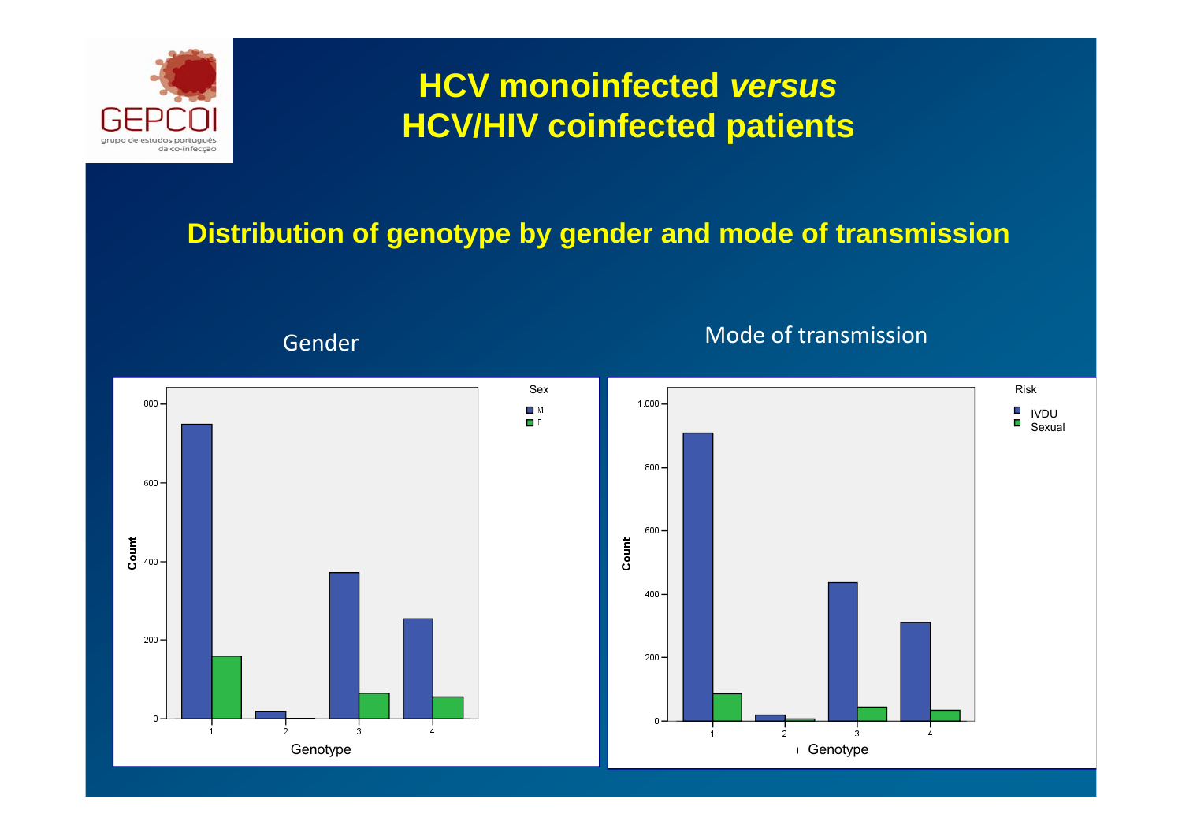# HCV monoinfected *versus* HCV/HIV coinfected patients

## Distribution of genotype by gender and mode of transmission

Gender

Sex
- M
- F

Count

Genotype

Mode of transmission

Risk
- IVDU
- Sexual

Count

Genotype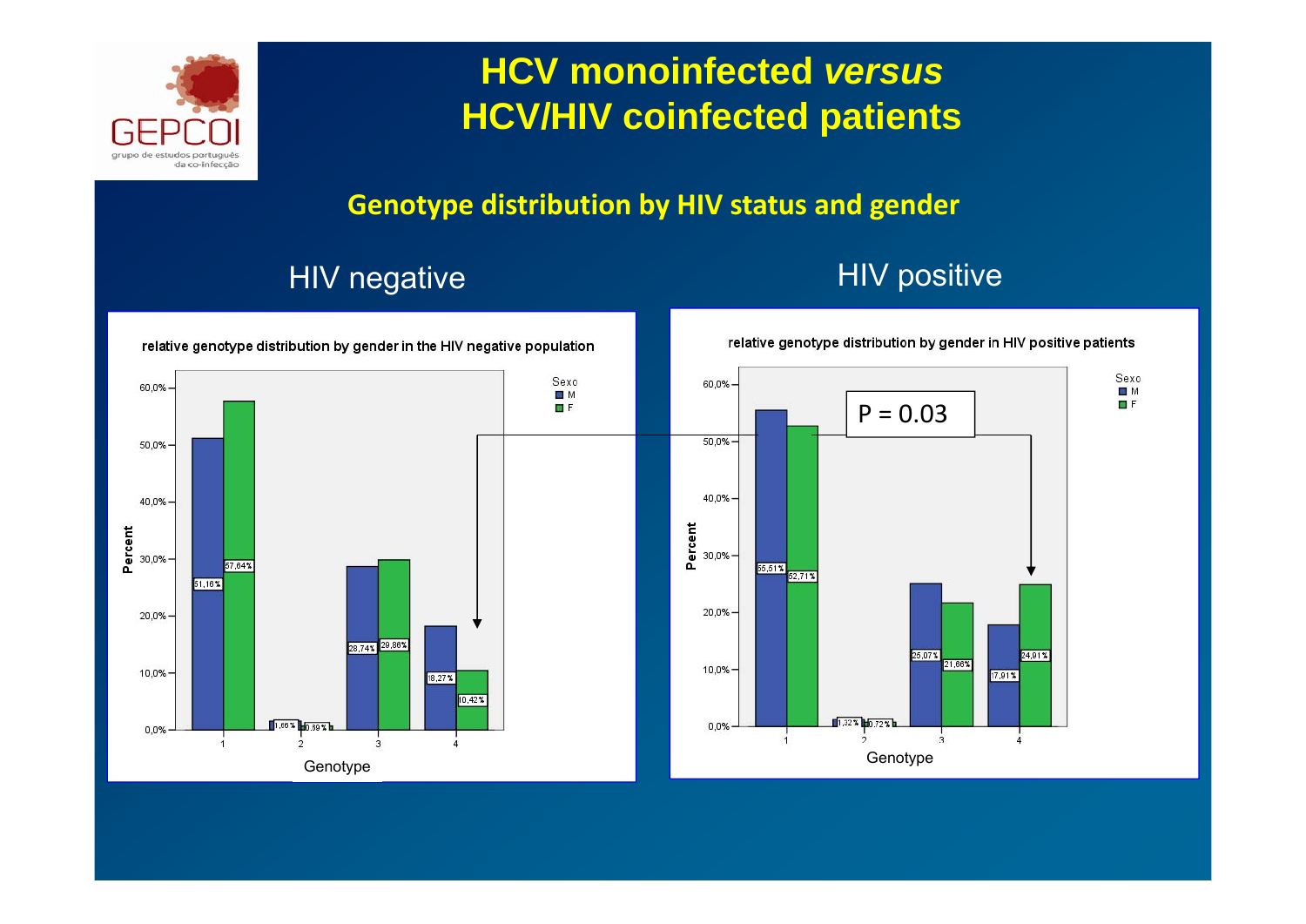# HCV monoinfected *versus* HCV/HIV coinfected patients

## Genotype distribution by HIV status and gender

### HIV negative

relative genotype distribution by gender in the HIV negative population

| Genotype | M | F |
|---|---|---|
| 1 | 51,16% | 57,64% |
| 2 | 1,66% | 0,89% |
| 3 | 28,74% | 29,86% |
| 4 | 18,27% | 10,42% |

### HIV positive

relative genotype distribution by gender in HIV positive patients

| Genotype | M | F |
|---|---|---|
| 1 | 55,51% | 52,71% |
| 2 | 1,32% | 0,72% |
| 3 | 25,07% | 21,66% |
| 4 | 17,91% | 24,91% |

P = 0.03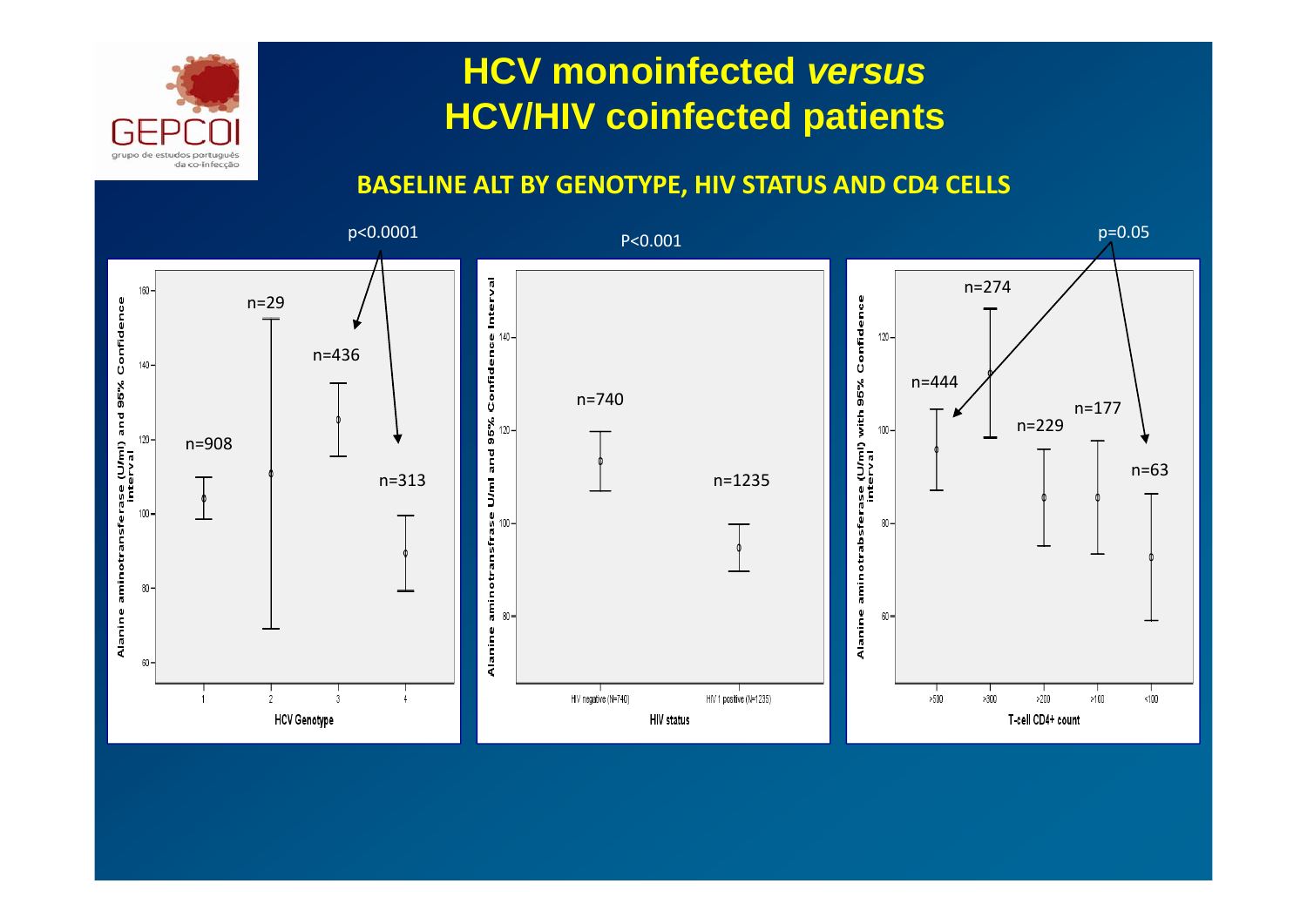# HCV monoinfected *versus* HCV/HIV coinfected patients

## BASELINE ALT BY GENOTYPE, HIV STATUS AND CD4 CELLS

p<0.0001

n=908, n=29, n=436, n=313

Alanine aminotransferase (U/ml) and 95% Confidence interval

HCV Genotype: 1, 2, 3, 4

P<0.001

n=740, n=1235

Alanine aminotransfrase U/ml and 95% Confidence Interval

HIV status: HIV negative (N=740), HIV 1 positive (N=1235)

p=0.05

n=444, n=274, n=229, n=177, n=63

Alanine aminotrabsferase (U/ml) with 95% Confidence interval

T-cell CD4+ count: >500, >300, >200, >100, <100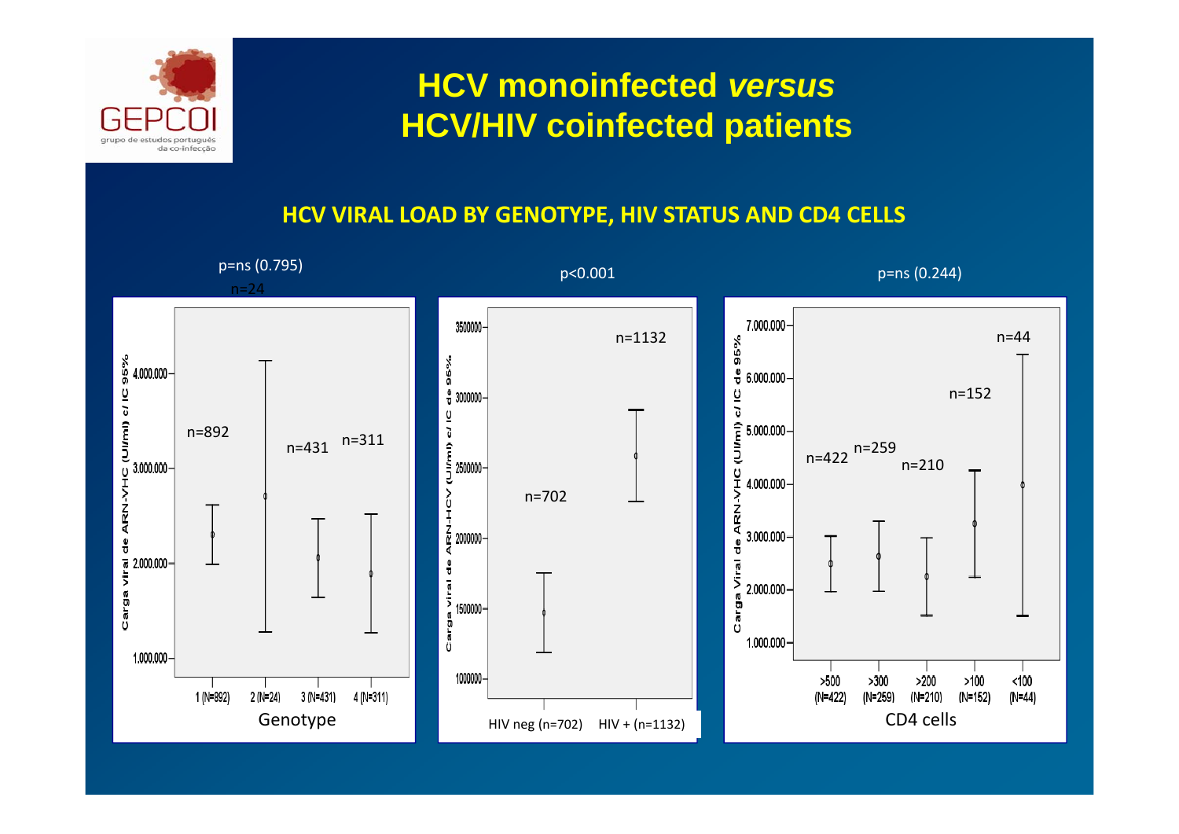# HCV monoinfected *versus* HCV/HIV coinfected patients

## HCV VIRAL LOAD BY GENOTYPE, HIV STATUS AND CD4 CELLS

p=ns (0.795)

n=24

Carga viral de ARN-VHC (UI/ml) c/ IC 95%

4.000.000, 3.000.000, 2.000.000, 1.000.000

n=892, n=431, n=311

1 (N=892), 2 (N=24), 3 (N=431), 4 (N=311)

Genotype

p<0.001

Carga viral de ARN-HCV (UI/ml) c/ IC de 95%

3500000, 3000000, 2500000, 2000000, 1500000, 1000000

n=1132, n=702

HIV neg (n=702), HIV + (n=1132)

p=ns (0.244)

Carga Viral de ARN-VHC (UI/ml) c/ IC de 95%

7.000.000, 6.000.000, 5.000.000, 4.000.000, 3.000.000, 2.000.000, 1.000.000

n=44, n=152, n=422, n=259, n=210

>500 (N=422), >300 (N=259), >200 (N=210), >100 (N=152), <100 (N=44)

CD4 cells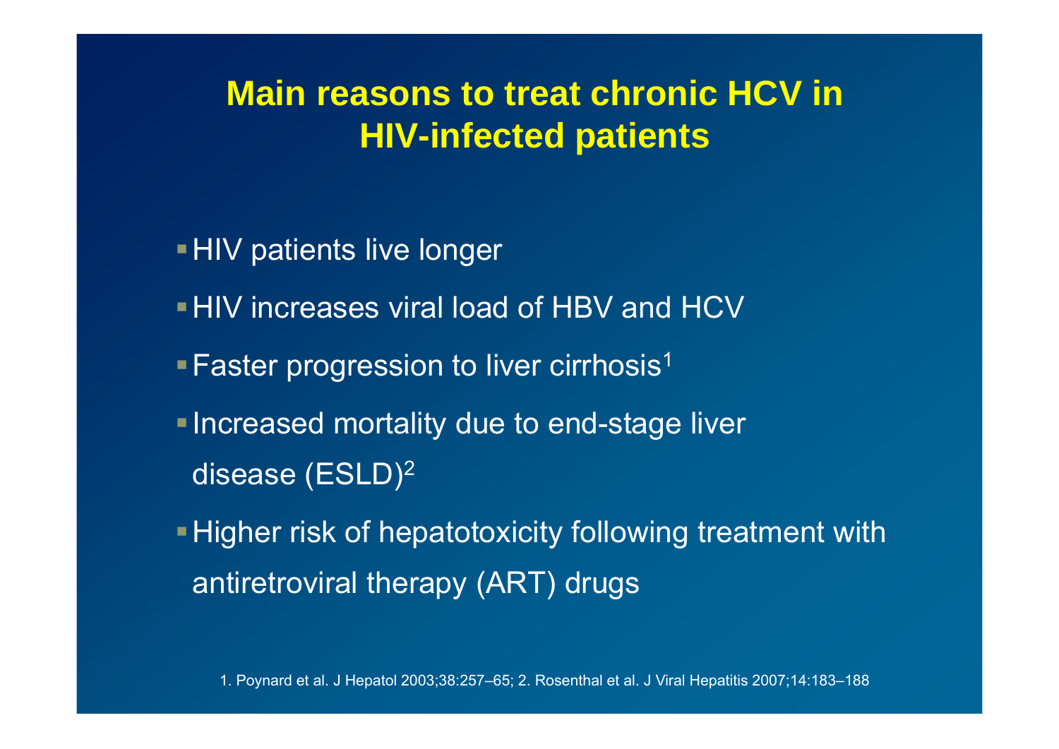# Main reasons to treat chronic HCV in HIV-infected patients

- HIV patients live longer
- HIV increases viral load of HBV and HCV
- Faster progression to liver cirrhosis[1]
- Increased mortality due to end-stage liver disease (ESLD)[2]
- Higher risk of hepatotoxicity following treatment with antiretroviral therapy (ART) drugs

1. Poynard et al. J Hepatol 2003;38:257–65; 2. Rosenthal et al. J Viral Hepatitis 2007;14:183–188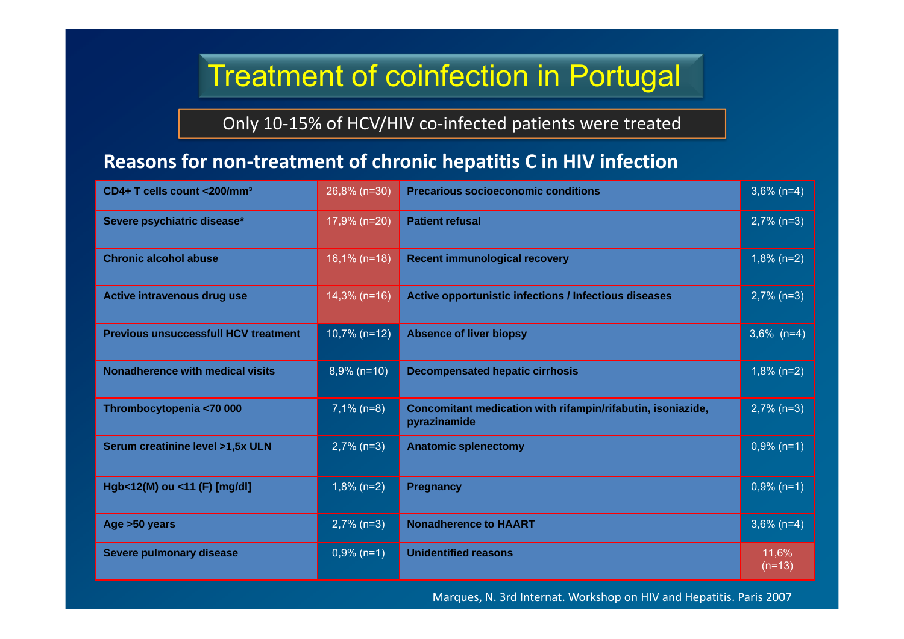# Treatment of coinfection in Portugal

Only 10-15% of HCV/HIV co-infected patients were treated

## Reasons for non-treatment of chronic hepatitis C in HIV infection

| Reason | % (n) | Reason | % (n) |
|---|---|---|---|
| CD4+ T cells count <200/mm³ | 26,8% (n=30) | Precarious socioeconomic conditions | 3,6% (n=4) |
| Severe psychiatric disease* | 17,9% (n=20) | Patient refusal | 2,7% (n=3) |
| Chronic alcohol abuse | 16,1% (n=18) | Recent immunological recovery | 1,8% (n=2) |
| Active intravenous drug use | 14,3% (n=16) | Active opportunistic infections / Infectious diseases | 2,7% (n=3) |
| Previous unsuccessfull HCV treatment | 10,7% (n=12) | Absence of liver biopsy | 3,6% (n=4) |
| Nonadherence with medical visits | 8,9% (n=10) | Decompensated hepatic cirrhosis | 1,8% (n=2) |
| Thrombocytopenia <70 000 | 7,1% (n=8) | Concomitant medication with rifampin/rifabutin, isoniazide, pyrazinamide | 2,7% (n=3) |
| Serum creatinine level >1,5x ULN | 2,7% (n=3) | Anatomic splenectomy | 0,9% (n=1) |
| Hgb<12(M) ou <11 (F) [mg/dl] | 1,8% (n=2) | Pregnancy | 0,9% (n=1) |
| Age >50 years | 2,7% (n=3) | Nonadherence to HAART | 3,6% (n=4) |
| Severe pulmonary disease | 0,9% (n=1) | Unidentified reasons | 11,6% (n=13) |

Marques, N. 3rd Internat. Workshop on HIV and Hepatitis. Paris 2007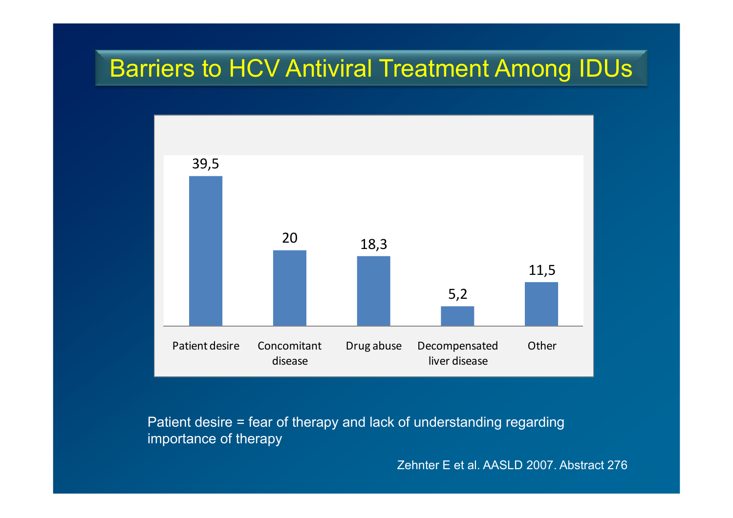# Barriers to HCV Antiviral Treatment Among IDUs

| Barrier | Value |
| --- | --- |
| Patient desire | 39,5 |
| Concomitant disease | 20 |
| Drug abuse | 18,3 |
| Decompensated liver disease | 5,2 |
| Other | 11,5 |

Patient desire = fear of therapy and lack of understanding regarding importance of therapy

Zehnter E et al. AASLD 2007. Abstract 276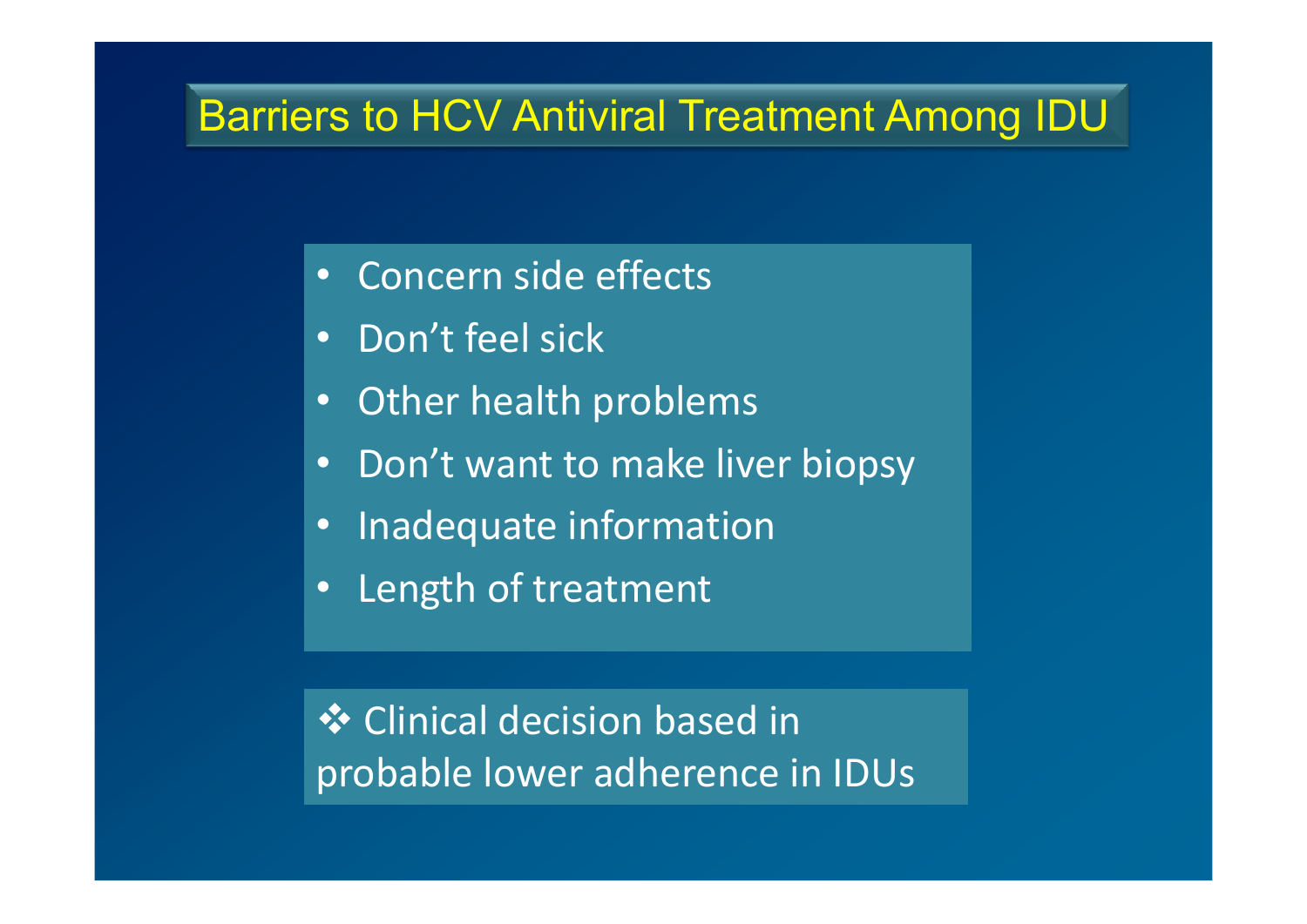# Barriers to HCV Antiviral Treatment Among IDU

- Concern side effects
- Don't feel sick
- Other health problems
- Don't want to make liver biopsy
- Inadequate information
- Length of treatment

❖ Clinical decision based in probable lower adherence in IDUs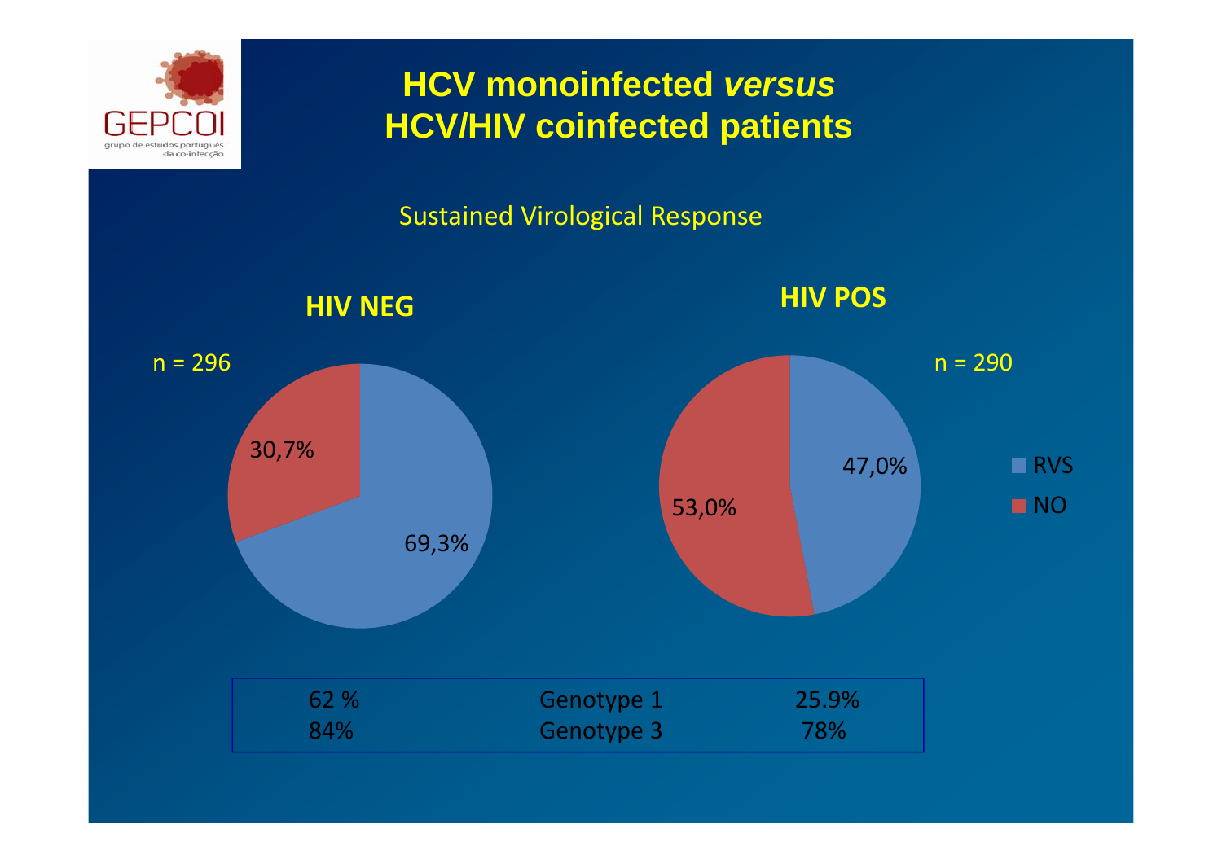GEPCOI

grupo de estudos português da co-infecção

# HCV monoinfected *versus* HCV/HIV coinfected patients

Sustained Virological Response

**HIV NEG**

n = 296

- RVS: 69,3%
- NO: 30,7%

**HIV POS**

n = 290

- RVS: 47,0%
- NO: 53,0%

| HIV NEG | | HIV POS |
|---|---|---|
| 62 % | Genotype 1 | 25.9% |
| 84% | Genotype 3 | 78% |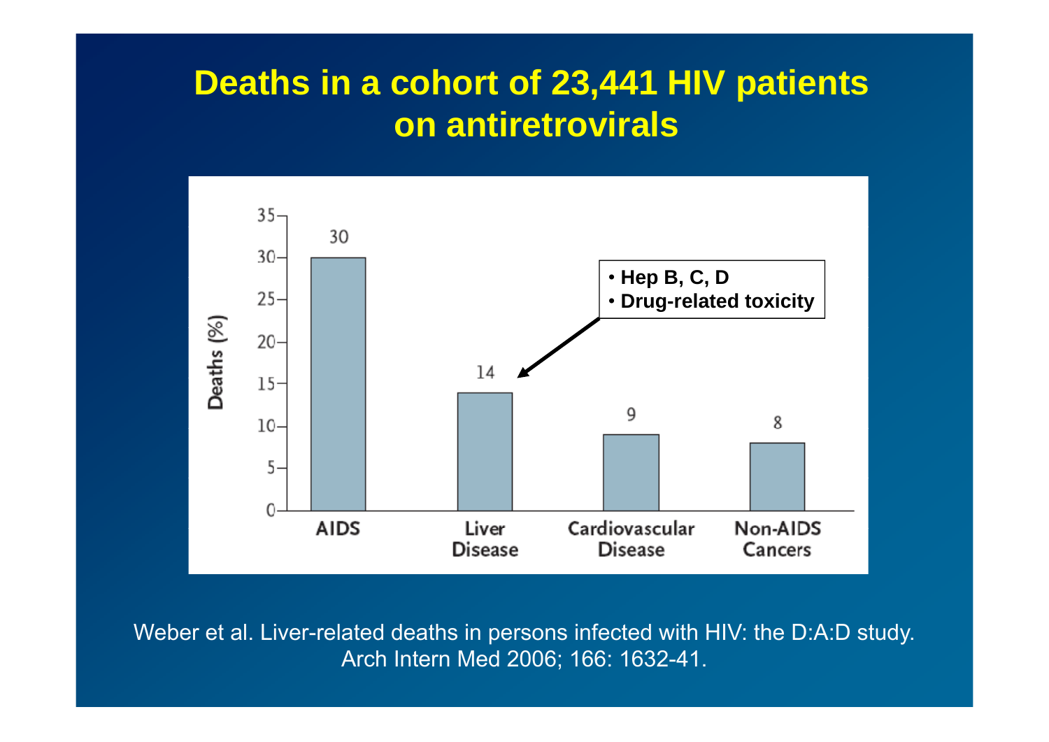# Deaths in a cohort of 23,441 HIV patients on antiretrovirals

| Cause | Deaths (%) |
|---|---|
| AIDS | 30 |
| Liver Disease | 14 |
| Cardiovascular Disease | 9 |
| Non-AIDS Cancers | 8 |

Liver Disease:
- Hep B, C, D
- Drug-related toxicity

Weber et al. Liver-related deaths in persons infected with HIV: the D:A:D study. Arch Intern Med 2006; 166: 1632-41.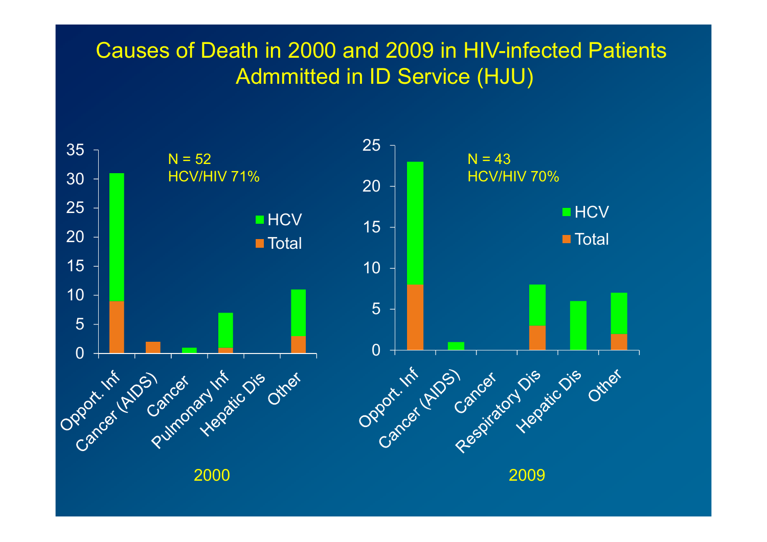# Causes of Death in 2000 and 2009 in HIV-infected Patients Admmitted in ID Service (HJU)

**2000** — N = 52, HCV/HIV 71%

| Cause | Total | HCV |
|---|---|---|
| Opport. Inf | 9 | 31 |
| Cancer (AIDS) | 2 | |
| Cancer | | 1 |
| Pulmonary Inf | 1 | 7 |
| Hepatic Dis | | |
| Other | 3 | 11 |

**2009** — N = 43, HCV/HIV 70%

| Cause | Total | HCV |
|---|---|---|
| Opport. Inf | 8 | 23 |
| Cancer (AIDS) | | 1 |
| Cancer | | |
| Respiratory Dis | 3 | 8 |
| Hepatic Dis | | 6 |
| Other | 2 | 7 |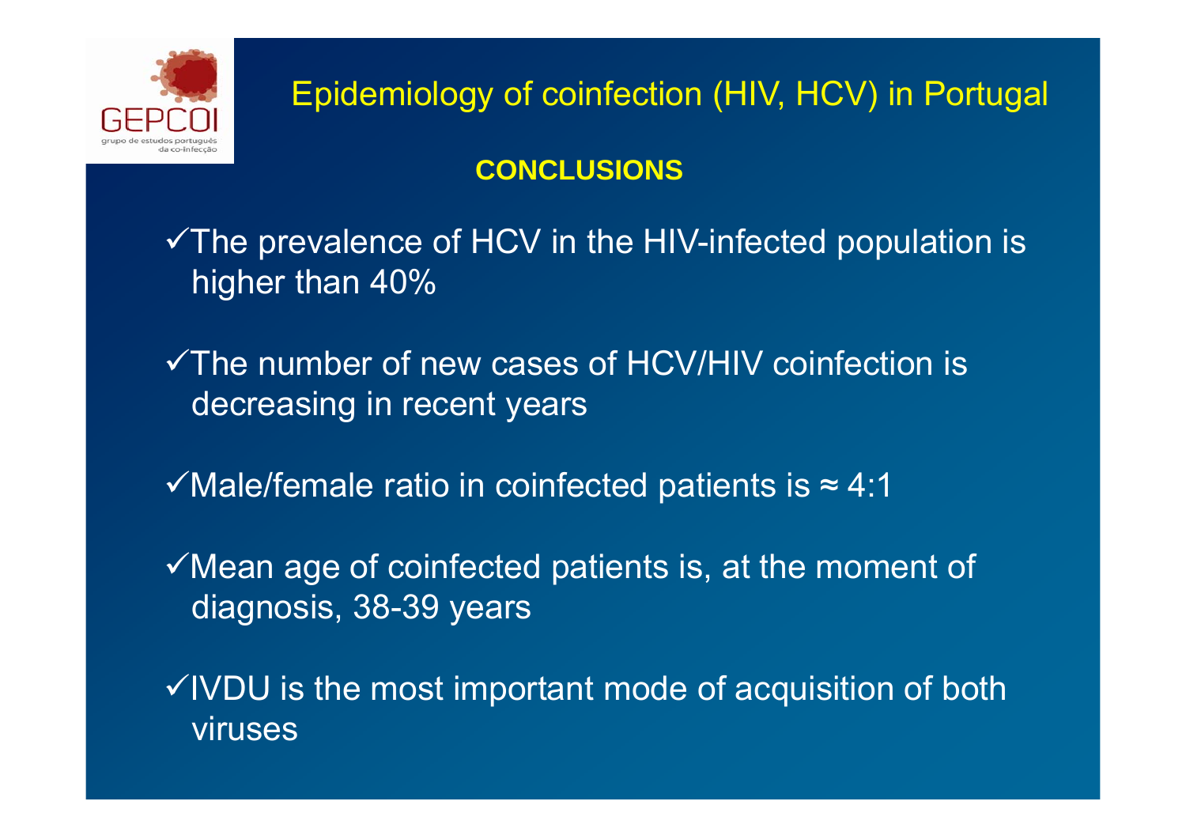GEPCOI

grupo de estudos português da co-infecção

# Epidemiology of coinfection (HIV, HCV) in Portugal

## CONCLUSIONS

- ✓The prevalence of HCV in the HIV-infected population is higher than 40%
- ✓The number of new cases of HCV/HIV coinfection is decreasing in recent years
- ✓Male/female ratio in coinfected patients is ≈ 4:1
- ✓Mean age of coinfected patients is, at the moment of diagnosis, 38-39 years
- ✓IVDU is the most important mode of acquisition of both viruses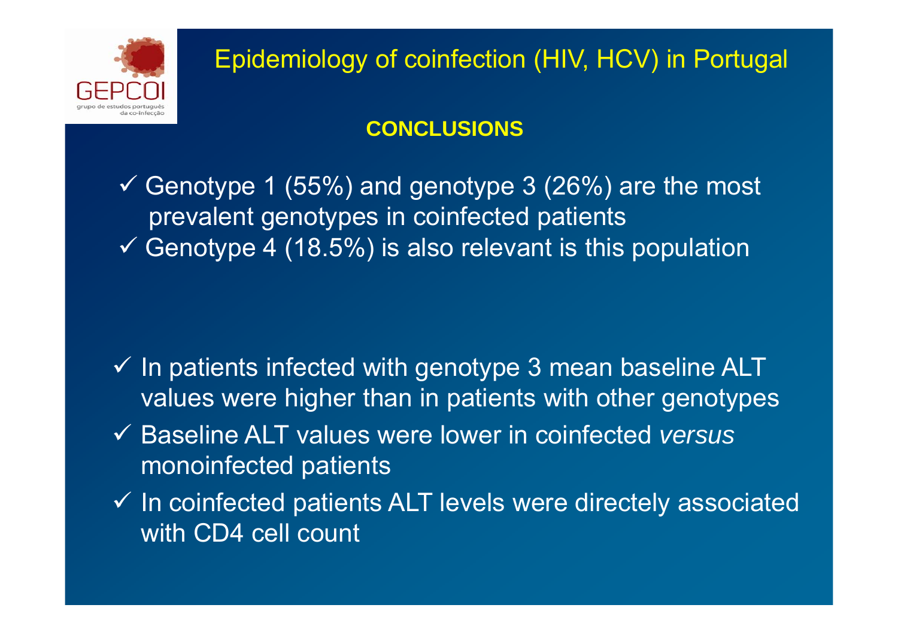# Epidemiology of coinfection (HIV, HCV) in Portugal

## CONCLUSIONS

- ✓ Genotype 1 (55%) and genotype 3 (26%) are the most prevalent genotypes in coinfected patients
- ✓ Genotype 4 (18.5%) is also relevant is this population

- ✓ In patients infected with genotype 3 mean baseline ALT values were higher than in patients with other genotypes
- ✓ Baseline ALT values were lower in coinfected *versus* monoinfected patients
- ✓ In coinfected patients ALT levels were directely associated with CD4 cell count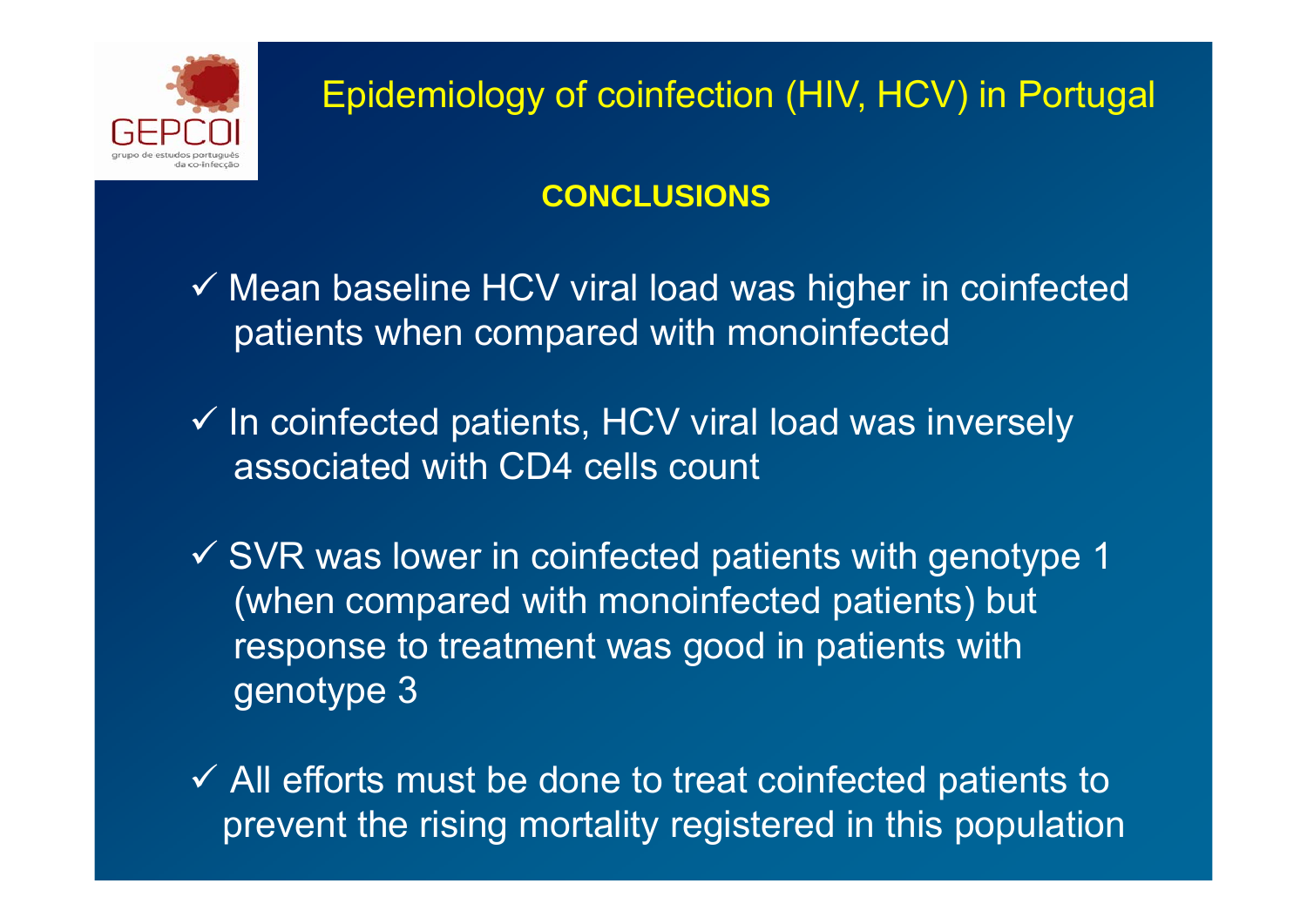# Epidemiology of coinfection (HIV, HCV) in Portugal

## CONCLUSIONS

- ✓ Mean baseline HCV viral load was higher in coinfected patients when compared with monoinfected
- ✓ In coinfected patients, HCV viral load was inversely associated with CD4 cells count
- ✓ SVR was lower in coinfected patients with genotype 1 (when compared with monoinfected patients) but response to treatment was good in patients with genotype 3
- ✓ All efforts must be done to treat coinfected patients to prevent the rising mortality registered in this population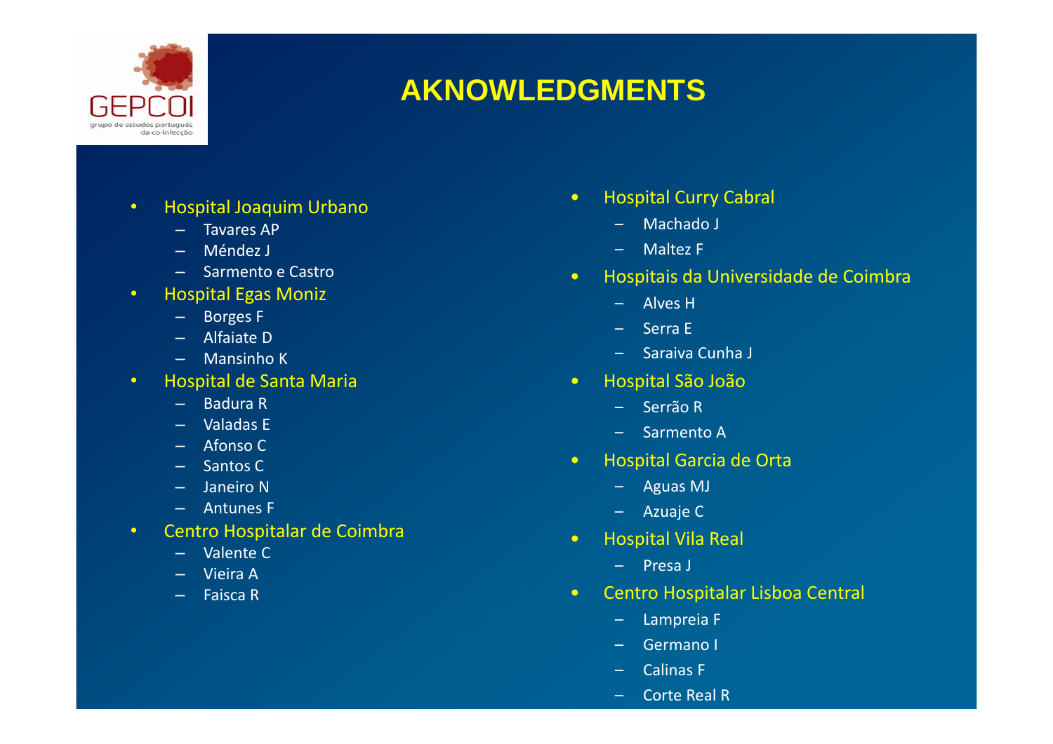# AKNOWLEDGMENTS

- Hospital Joaquim Urbano
  - Tavares AP
  - Méndez J
  - Sarmento e Castro
- Hospital Egas Moniz
  - Borges F
  - Alfaiate D
  - Mansinho K
- Hospital de Santa Maria
  - Badura R
  - Valadas E
  - Afonso C
  - Santos C
  - Janeiro N
  - Antunes F
- Centro Hospitalar de Coimbra
  - Valente C
  - Vieira A
  - Faisca R
- Hospital Curry Cabral
  - Machado J
  - Maltez F
- Hospitais da Universidade de Coimbra
  - Alves H
  - Serra E
  - Saraiva Cunha J
- Hospital São João
  - Serrão R
  - Sarmento A
- Hospital Garcia de Orta
  - Aguas MJ
  - Azuaje C
- Hospital Vila Real
  - Presa J
- Centro Hospitalar Lisboa Central
  - Lampreia F
  - Germano I
  - Calinas F
  - Corte Real R